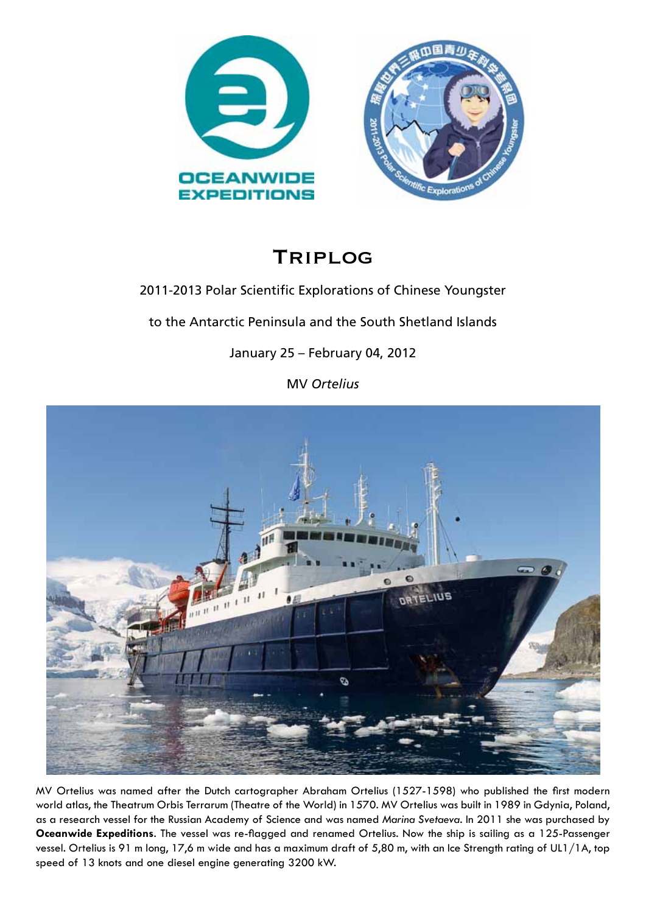# Triplog

2011-2013 Polar Scientific Explorations of Chinese Youngster

to the Antarctic Peninsula and the South Shetland Islands

January 25 – February 04, 2012

MV *Ortelius*

MV Ortelius was named after the Dutch cartographer Abraham Ortelius (1527-1598) who published the first modern world atlas, the Theatrum Orbis Terrarum (Theatre of the World) in 1570. MV Ortelius was built in 1989 in Gdynia, Poland, as a research vessel for the Russian Academy of Science and was named *Marina Svetaeva*. In 2011 she was purchased by **Oceanwide Expeditions**. The vessel was re-flagged and renamed Ortelius. Now the ship is sailing as a 125-Passenger vessel. Ortelius is 91 m long, 17,6 m wide and has a maximum draft of 5,80 m, with an Ice Strength rating of UL1/1A, top speed of 13 knots and one diesel engine generating 3200 kW.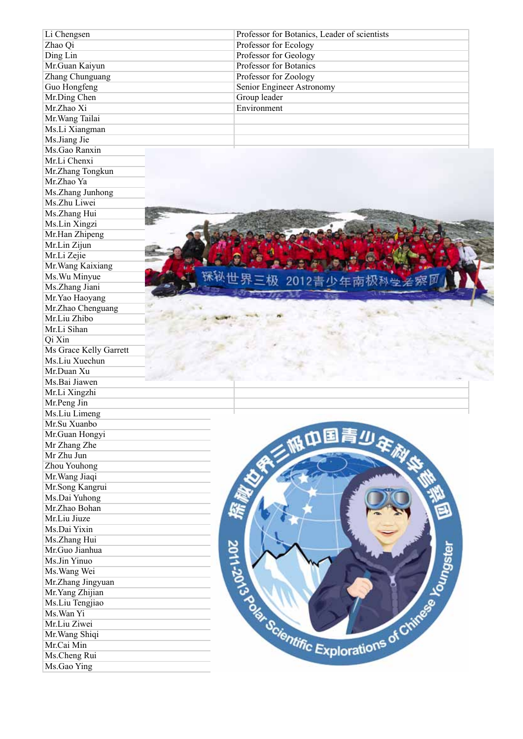| | |
|---|---|
| Li Chengsen | Professor for Botanics, Leader of scientists |
| Zhao Qi | Professor for Ecology |
| Ding Lin | Professor for Geology |
| Mr.Guan Kaiyun | Professor for Botanics |
| Zhang Chunguang | Professor for Zoology |
| Guo Hongfeng | Senior Engineer Astronomy |
| Mr.Ding Chen | Group leader |
| Mr.Zhao Xi | Environment |
| Mr.Wang Tailai | |
| Ms.Li Xiangman | |
| Ms.Jiang Jie | |
| Ms.Gao Ranxin | |
| Mr.Li Chenxi | |
| Mr.Zhang Tongkun | |
| Mr.Zhao Ya | |
| Ms.Zhang Junhong | |
| Ms.Zhu Liwei | |
| Ms.Zhang Hui | |
| Ms.Lin Xingzi | |
| Mr.Han Zhipeng | |
| Mr.Lin Zijun | |
| Mr.Li Zejie | |
| Mr.Wang Kaixiang | |
| Ms.Wu Minyue | |
| Ms.Zhang Jiani | |
| Mr.Yao Haoyang | |
| Mr.Zhao Chenguang | |
| Mr.Liu Zhibo | |
| Mr.Li Sihan | |
| Qi Xin | |
| Ms Grace Kelly Garrett | |
| Ms.Liu Xuechun | |
| Mr.Duan Xu | |
| Ms.Bai Jiawen | |
| Mr.Li Xingzhi | |
| Mr.Peng Jin | |
| Ms.Liu Limeng | |
| Mr.Su Xuanbo | |
| Mr.Guan Hongyi | |
| Mr Zhang Zhe | |
| Mr Zhu Jun | |
| Zhou Youhong | |
| Mr.Wang Jiaqi | |
| Mr.Song Kangrui | |
| Ms.Dai Yuhong | |
| Mr.Zhao Bohan | |
| Mr.Liu Jiuze | |
| Ms.Dai Yixin | |
| Ms.Zhang Hui | |
| Mr.Guo Jianhua | |
| Ms.Jin Yinuo | |
| Ms.Wang Wei | |
| Mr.Zhang Jingyuan | |
| Mr.Yang Zhijian | |
| Ms.Liu Tengjiao | |
| Ms.Wan Yi | |
| Mr.Liu Ziwei | |
| Mr.Wang Shiqi | |
| Mr.Cai Min | |
| Ms.Cheng Rui | |
| Ms.Gao Ying | |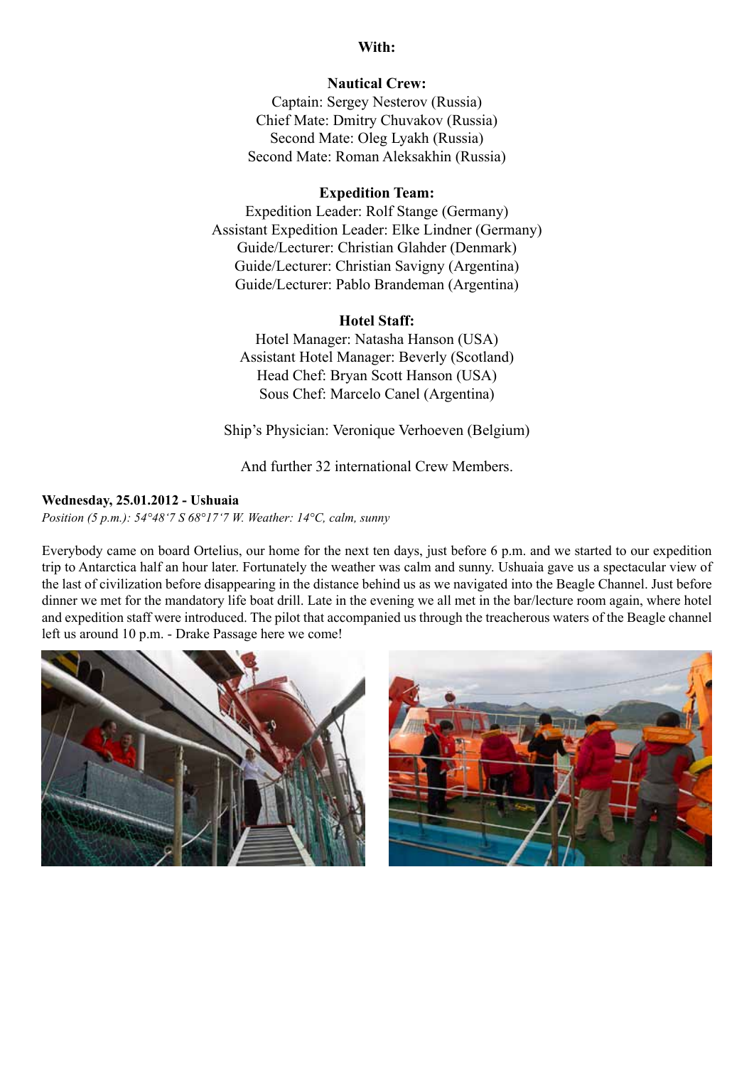**With:**

**Nautical Crew:**

Captain: Sergey Nesterov (Russia)
Chief Mate: Dmitry Chuvakov (Russia)
Second Mate: Oleg Lyakh (Russia)
Second Mate: Roman Aleksakhin (Russia)

**Expedition Team:**

Expedition Leader: Rolf Stange (Germany)
Assistant Expedition Leader: Elke Lindner (Germany)
Guide/Lecturer: Christian Glahder (Denmark)
Guide/Lecturer: Christian Savigny (Argentina)
Guide/Lecturer: Pablo Brandeman (Argentina)

**Hotel Staff:**

Hotel Manager: Natasha Hanson (USA)
Assistant Hotel Manager: Beverly (Scotland)
Head Chef: Bryan Scott Hanson (USA)
Sous Chef: Marcelo Canel (Argentina)

Ship's Physician: Veronique Verhoeven (Belgium)

And further 32 international Crew Members.

**Wednesday, 25.01.2012 - Ushuaia**

*Position (5 p.m.): 54°48'7 S 68°17'7 W. Weather: 14°C, calm, sunny*

Everybody came on board Ortelius, our home for the next ten days, just before 6 p.m. and we started to our expedition trip to Antarctica half an hour later. Fortunately the weather was calm and sunny. Ushuaia gave us a spectacular view of the last of civilization before disappearing in the distance behind us as we navigated into the Beagle Channel. Just before dinner we met for the mandatory life boat drill. Late in the evening we all met in the bar/lecture room again, where hotel and expedition staff were introduced. The pilot that accompanied us through the treacherous waters of the Beagle channel left us around 10 p.m. - Drake Passage here we come!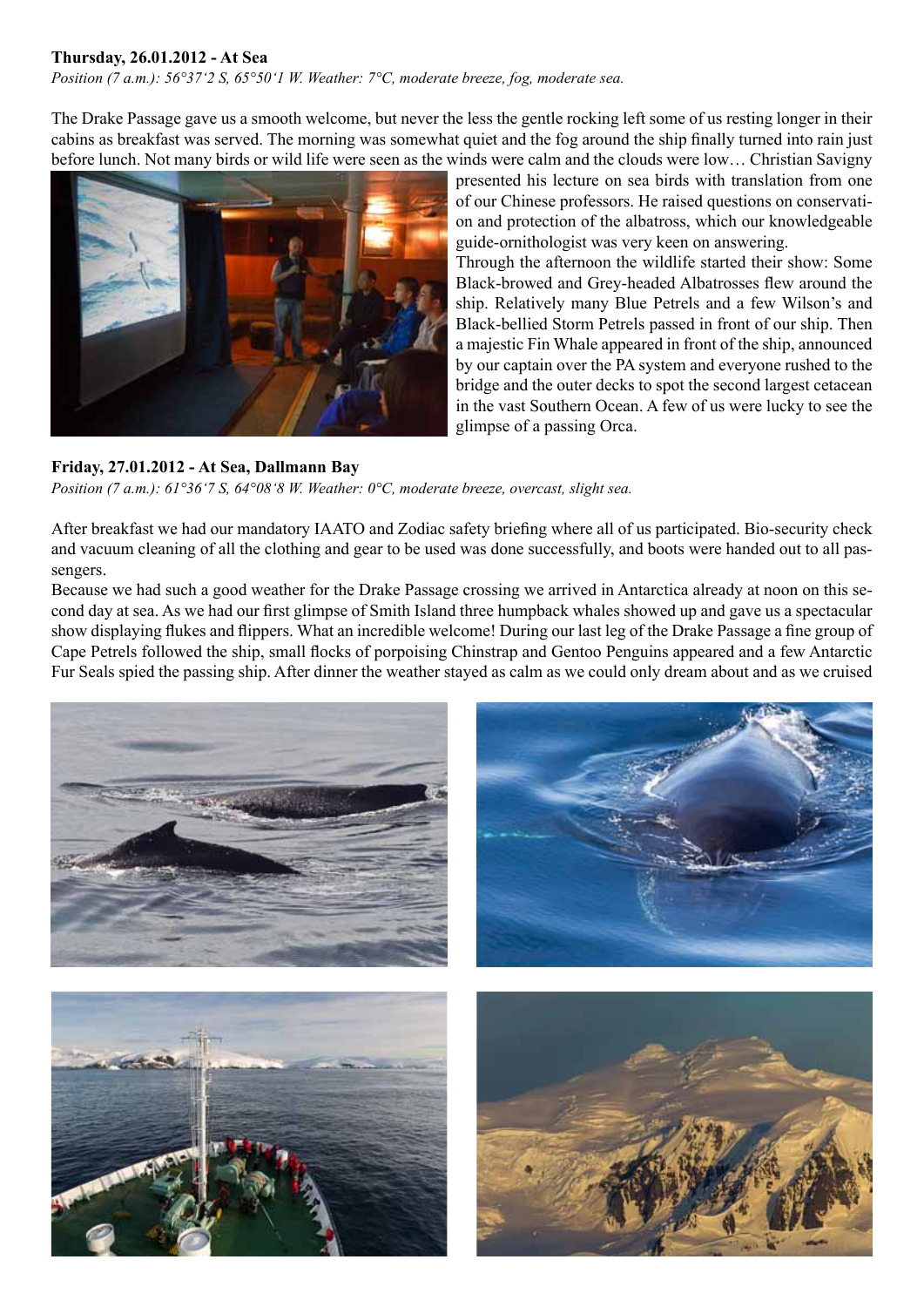**Thursday, 26.01.2012 - At Sea**

*Position (7 a.m.): 56°37'2 S, 65°50'1 W. Weather: 7°C, moderate breeze, fog, moderate sea.*

The Drake Passage gave us a smooth welcome, but never the less the gentle rocking left some of us resting longer in their cabins as breakfast was served. The morning was somewhat quiet and the fog around the ship finally turned into rain just before lunch. Not many birds or wild life were seen as the winds were calm and the clouds were low… Christian Savigny presented his lecture on sea birds with translation from one of our Chinese professors. He raised questions on conservation and protection of the albatross, which our knowledgeable guide-ornithologist was very keen on answering.

Through the afternoon the wildlife started their show: Some Black-browed and Grey-headed Albatrosses flew around the ship. Relatively many Blue Petrels and a few Wilson's and Black-bellied Storm Petrels passed in front of our ship. Then a majestic Fin Whale appeared in front of the ship, announced by our captain over the PA system and everyone rushed to the bridge and the outer decks to spot the second largest cetacean in the vast Southern Ocean. A few of us were lucky to see the glimpse of a passing Orca.

**Friday, 27.01.2012 - At Sea, Dallmann Bay**

*Position (7 a.m.): 61°36'7 S, 64°08'8 W. Weather: 0°C, moderate breeze, overcast, slight sea.*

After breakfast we had our mandatory IAATO and Zodiac safety briefing where all of us participated. Bio-security check and vacuum cleaning of all the clothing and gear to be used was done successfully, and boots were handed out to all passengers.

Because we had such a good weather for the Drake Passage crossing we arrived in Antarctica already at noon on this second day at sea. As we had our first glimpse of Smith Island three humpback whales showed up and gave us a spectacular show displaying flukes and flippers. What an incredible welcome! During our last leg of the Drake Passage a fine group of Cape Petrels followed the ship, small flocks of porpoising Chinstrap and Gentoo Penguins appeared and a few Antarctic Fur Seals spied the passing ship. After dinner the weather stayed as calm as we could only dream about and as we cruised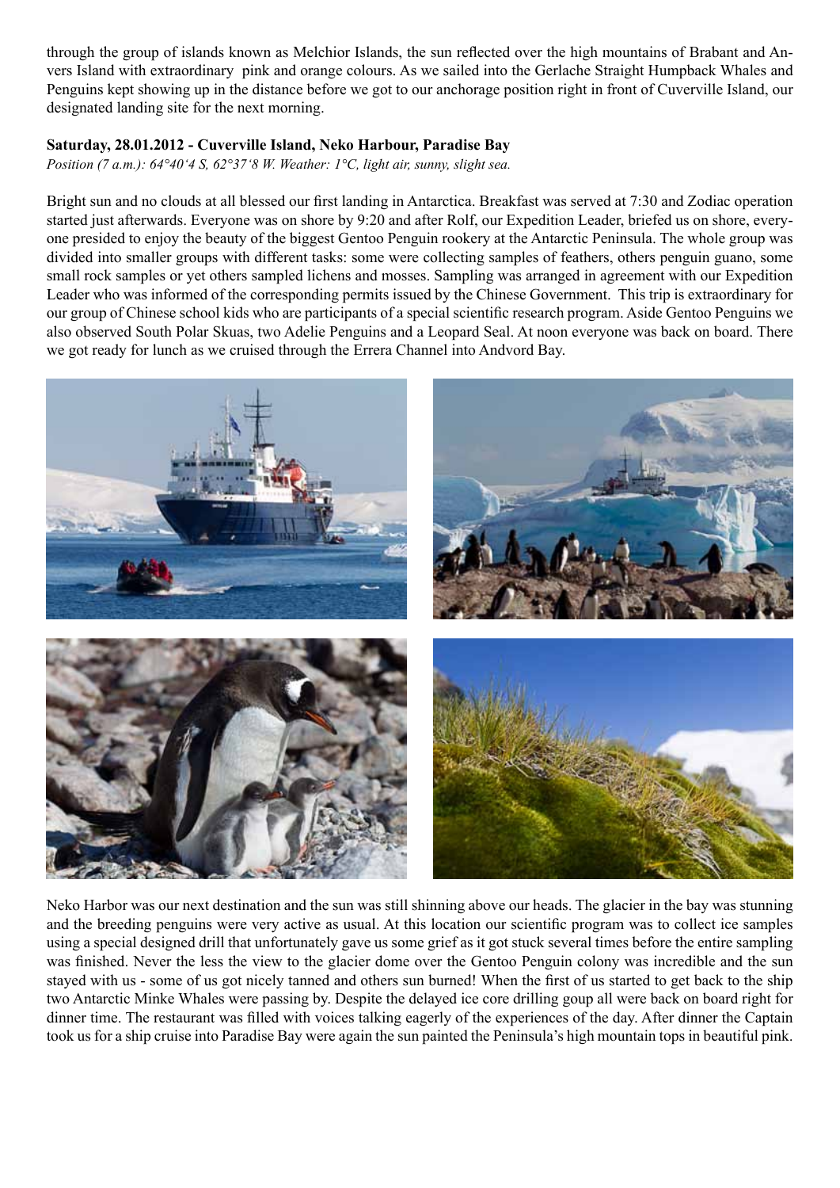through the group of islands known as Melchior Islands, the sun reflected over the high mountains of Brabant and Anvers Island with extraordinary pink and orange colours. As we sailed into the Gerlache Straight Humpback Whales and Penguins kept showing up in the distance before we got to our anchorage position right in front of Cuverville Island, our designated landing site for the next morning.

**Saturday, 28.01.2012 - Cuverville Island, Neko Harbour, Paradise Bay**

*Position (7 a.m.): 64°40'4 S, 62°37'8 W. Weather: 1°C, light air, sunny, slight sea.*

Bright sun and no clouds at all blessed our first landing in Antarctica. Breakfast was served at 7:30 and Zodiac operation started just afterwards. Everyone was on shore by 9:20 and after Rolf, our Expedition Leader, briefed us on shore, everyone presided to enjoy the beauty of the biggest Gentoo Penguin rookery at the Antarctic Peninsula. The whole group was divided into smaller groups with different tasks: some were collecting samples of feathers, others penguin guano, some small rock samples or yet others sampled lichens and mosses. Sampling was arranged in agreement with our Expedition Leader who was informed of the corresponding permits issued by the Chinese Government. This trip is extraordinary for our group of Chinese school kids who are participants of a special scientific research program. Aside Gentoo Penguins we also observed South Polar Skuas, two Adelie Penguins and a Leopard Seal. At noon everyone was back on board. There we got ready for lunch as we cruised through the Errera Channel into Andvord Bay.

Neko Harbor was our next destination and the sun was still shinning above our heads. The glacier in the bay was stunning and the breeding penguins were very active as usual. At this location our scientific program was to collect ice samples using a special designed drill that unfortunately gave us some grief as it got stuck several times before the entire sampling was finished. Never the less the view to the glacier dome over the Gentoo Penguin colony was incredible and the sun stayed with us - some of us got nicely tanned and others sun burned! When the first of us started to get back to the ship two Antarctic Minke Whales were passing by. Despite the delayed ice core drilling goup all were back on board right for dinner time. The restaurant was filled with voices talking eagerly of the experiences of the day. After dinner the Captain took us for a ship cruise into Paradise Bay were again the sun painted the Peninsula's high mountain tops in beautiful pink.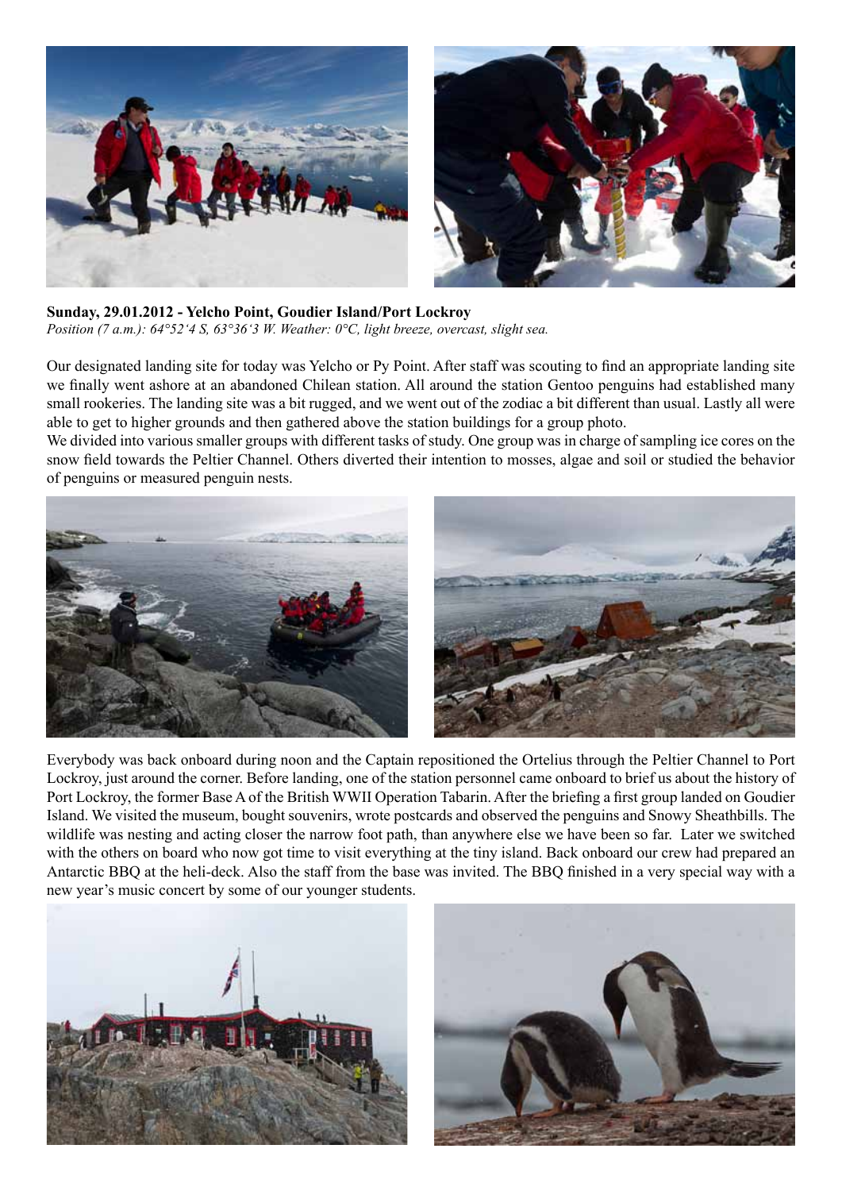**Sunday, 29.01.2012 - Yelcho Point, Goudier Island/Port Lockroy**

*Position (7 a.m.): 64°52'4 S, 63°36'3 W. Weather: 0°C, light breeze, overcast, slight sea.*

Our designated landing site for today was Yelcho or Py Point. After staff was scouting to find an appropriate landing site we finally went ashore at an abandoned Chilean station. All around the station Gentoo penguins had established many small rookeries. The landing site was a bit rugged, and we went out of the zodiac a bit different than usual. Lastly all were able to get to higher grounds and then gathered above the station buildings for a group photo.

We divided into various smaller groups with different tasks of study. One group was in charge of sampling ice cores on the snow field towards the Peltier Channel. Others diverted their intention to mosses, algae and soil or studied the behavior of penguins or measured penguin nests.

Everybody was back onboard during noon and the Captain repositioned the Ortelius through the Peltier Channel to Port Lockroy, just around the corner. Before landing, one of the station personnel came onboard to brief us about the history of Port Lockroy, the former Base A of the British WWII Operation Tabarin. After the briefing a first group landed on Goudier Island. We visited the museum, bought souvenirs, wrote postcards and observed the penguins and Snowy Sheathbills. The wildlife was nesting and acting closer the narrow foot path, than anywhere else we have been so far. Later we switched with the others on board who now got time to visit everything at the tiny island. Back onboard our crew had prepared an Antarctic BBQ at the heli-deck. Also the staff from the base was invited. The BBQ finished in a very special way with a new year's music concert by some of our younger students.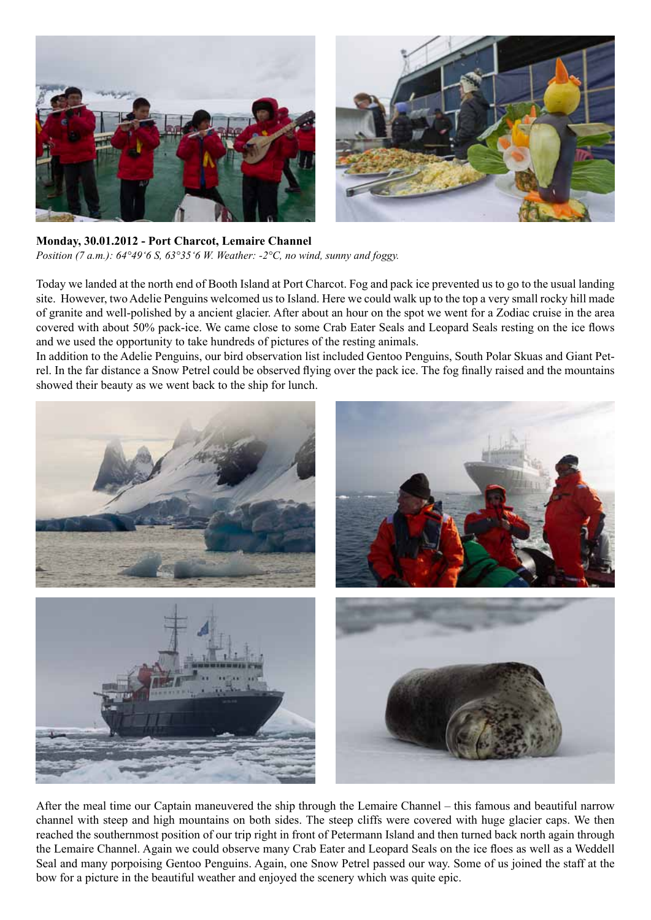**Monday, 30.01.2012 - Port Charcot, Lemaire Channel**

*Position (7 a.m.): 64°49'6 S, 63°35'6 W. Weather: -2°C, no wind, sunny and foggy.*

Today we landed at the north end of Booth Island at Port Charcot. Fog and pack ice prevented us to go to the usual landing site. However, two Adelie Penguins welcomed us to Island. Here we could walk up to the top a very small rocky hill made of granite and well-polished by a ancient glacier. After about an hour on the spot we went for a Zodiac cruise in the area covered with about 50% pack-ice. We came close to some Crab Eater Seals and Leopard Seals resting on the ice flows and we used the opportunity to take hundreds of pictures of the resting animals.

In addition to the Adelie Penguins, our bird observation list included Gentoo Penguins, South Polar Skuas and Giant Petrel. In the far distance a Snow Petrel could be observed flying over the pack ice. The fog finally raised and the mountains showed their beauty as we went back to the ship for lunch.

After the meal time our Captain maneuvered the ship through the Lemaire Channel – this famous and beautiful narrow channel with steep and high mountains on both sides. The steep cliffs were covered with huge glacier caps. We then reached the southernmost position of our trip right in front of Petermann Island and then turned back north again through the Lemaire Channel. Again we could observe many Crab Eater and Leopard Seals on the ice floes as well as a Weddell Seal and many porpoising Gentoo Penguins. Again, one Snow Petrel passed our way. Some of us joined the staff at the bow for a picture in the beautiful weather and enjoyed the scenery which was quite epic.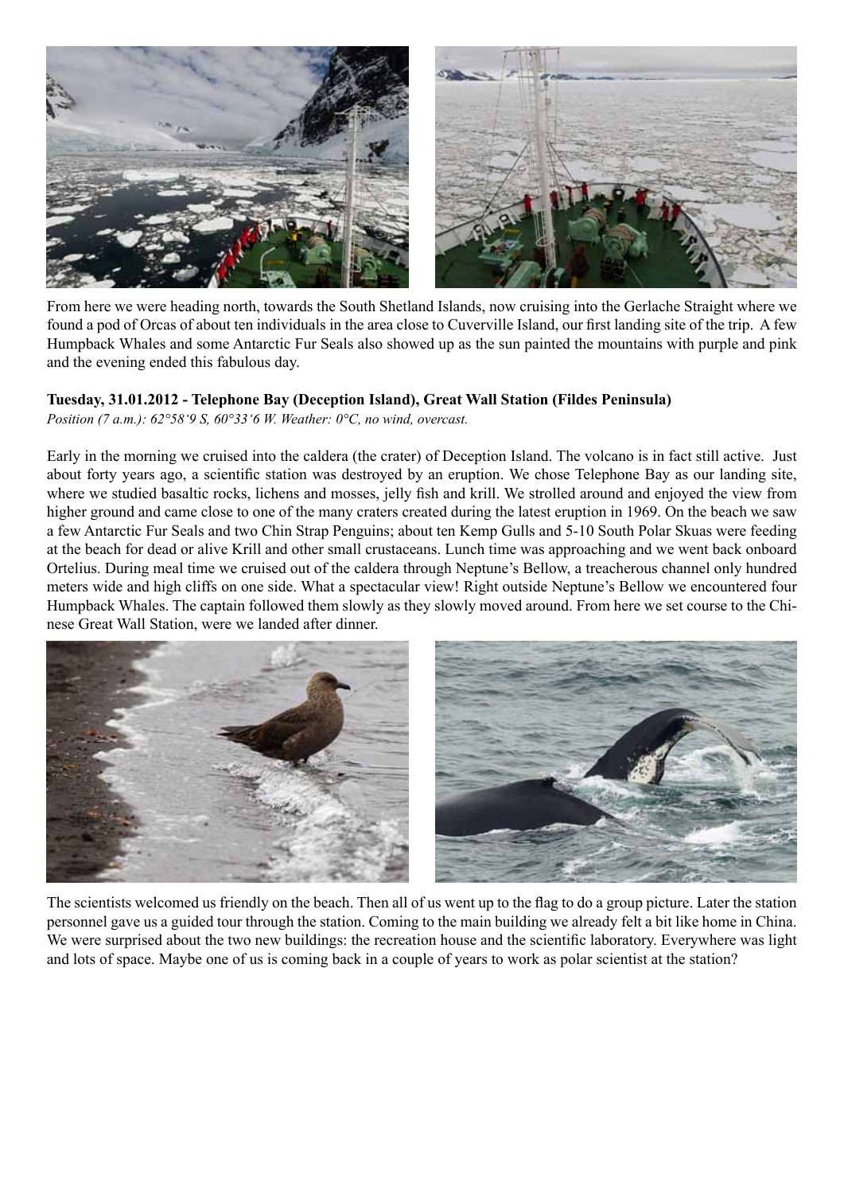From here we were heading north, towards the South Shetland Islands, now cruising into the Gerlache Straight where we found a pod of Orcas of about ten individuals in the area close to Cuverville Island, our first landing site of the trip. A few Humpback Whales and some Antarctic Fur Seals also showed up as the sun painted the mountains with purple and pink and the evening ended this fabulous day.

**Tuesday, 31.01.2012 - Telephone Bay (Deception Island), Great Wall Station (Fildes Peninsula)**

*Position (7 a.m.): 62°58'9 S, 60°33'6 W. Weather: 0°C, no wind, overcast.*

Early in the morning we cruised into the caldera (the crater) of Deception Island. The volcano is in fact still active. Just about forty years ago, a scientific station was destroyed by an eruption. We chose Telephone Bay as our landing site, where we studied basaltic rocks, lichens and mosses, jelly fish and krill. We strolled around and enjoyed the view from higher ground and came close to one of the many craters created during the latest eruption in 1969. On the beach we saw a few Antarctic Fur Seals and two Chin Strap Penguins; about ten Kemp Gulls and 5-10 South Polar Skuas were feeding at the beach for dead or alive Krill and other small crustaceans. Lunch time was approaching and we went back onboard Ortelius. During meal time we cruised out of the caldera through Neptune's Bellow, a treacherous channel only hundred meters wide and high cliffs on one side. What a spectacular view! Right outside Neptune's Bellow we encountered four Humpback Whales. The captain followed them slowly as they slowly moved around. From here we set course to the Chinese Great Wall Station, were we landed after dinner.

The scientists welcomed us friendly on the beach. Then all of us went up to the flag to do a group picture. Later the station personnel gave us a guided tour through the station. Coming to the main building we already felt a bit like home in China. We were surprised about the two new buildings: the recreation house and the scientific laboratory. Everywhere was light and lots of space. Maybe one of us is coming back in a couple of years to work as polar scientist at the station?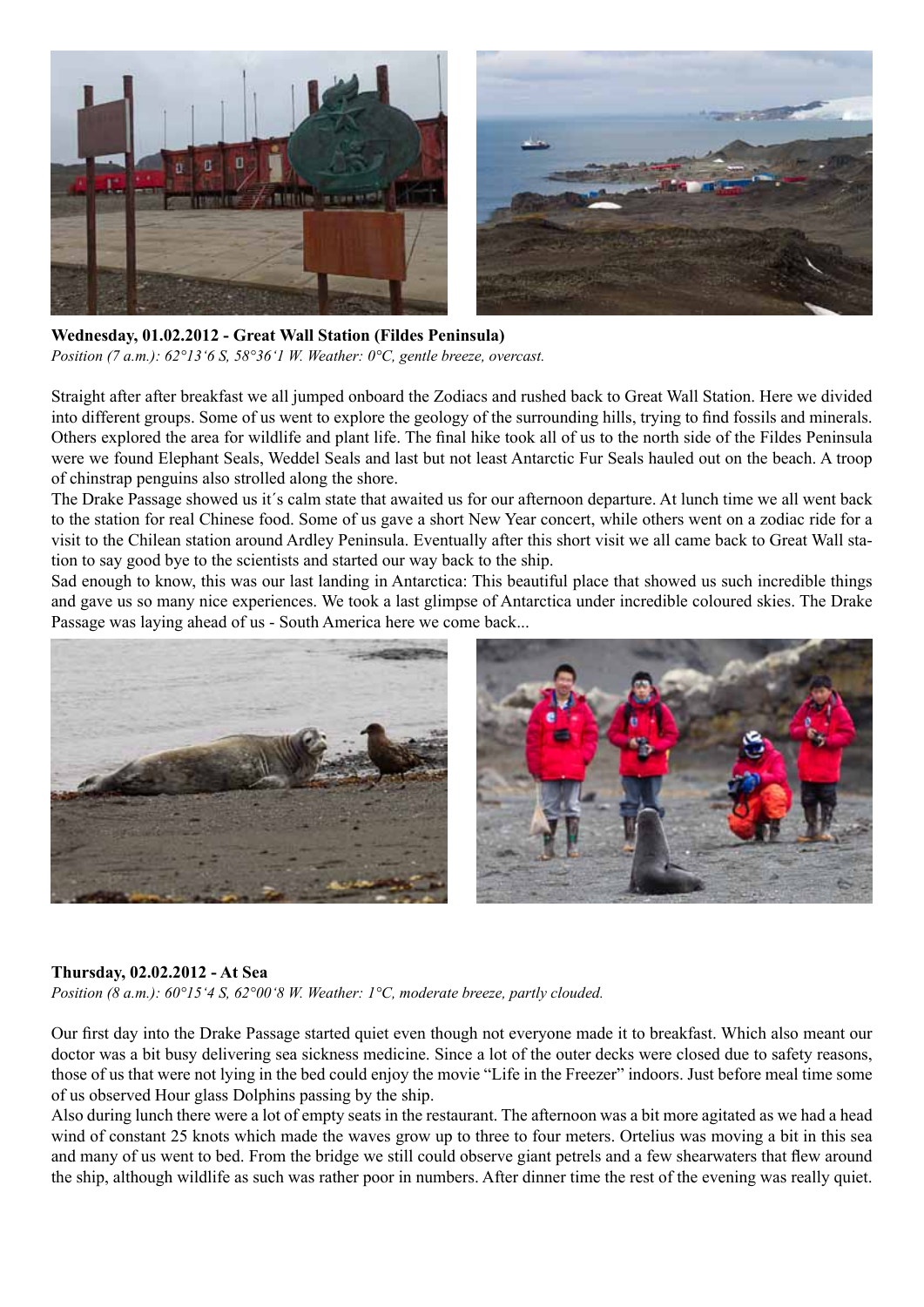**Wednesday, 01.02.2012 - Great Wall Station (Fildes Peninsula)**

*Position (7 a.m.): 62°13'6 S, 58°36'1 W. Weather: 0°C, gentle breeze, overcast.*

Straight after after breakfast we all jumped onboard the Zodiacs and rushed back to Great Wall Station. Here we divided into different groups. Some of us went to explore the geology of the surrounding hills, trying to find fossils and minerals. Others explored the area for wildlife and plant life. The final hike took all of us to the north side of the Fildes Peninsula were we found Elephant Seals, Weddel Seals and last but not least Antarctic Fur Seals hauled out on the beach. A troop of chinstrap penguins also strolled along the shore.

The Drake Passage showed us it´s calm state that awaited us for our afternoon departure. At lunch time we all went back to the station for real Chinese food. Some of us gave a short New Year concert, while others went on a zodiac ride for a visit to the Chilean station around Ardley Peninsula. Eventually after this short visit we all came back to Great Wall station to say good bye to the scientists and started our way back to the ship.

Sad enough to know, this was our last landing in Antarctica: This beautiful place that showed us such incredible things and gave us so many nice experiences. We took a last glimpse of Antarctica under incredible coloured skies. The Drake Passage was laying ahead of us - South America here we come back...

**Thursday, 02.02.2012 - At Sea**

*Position (8 a.m.): 60°15'4 S, 62°00'8 W. Weather: 1°C, moderate breeze, partly clouded.*

Our first day into the Drake Passage started quiet even though not everyone made it to breakfast. Which also meant our doctor was a bit busy delivering sea sickness medicine. Since a lot of the outer decks were closed due to safety reasons, those of us that were not lying in the bed could enjoy the movie "Life in the Freezer" indoors. Just before meal time some of us observed Hour glass Dolphins passing by the ship.

Also during lunch there were a lot of empty seats in the restaurant. The afternoon was a bit more agitated as we had a head wind of constant 25 knots which made the waves grow up to three to four meters. Ortelius was moving a bit in this sea and many of us went to bed. From the bridge we still could observe giant petrels and a few shearwaters that flew around the ship, although wildlife as such was rather poor in numbers. After dinner time the rest of the evening was really quiet.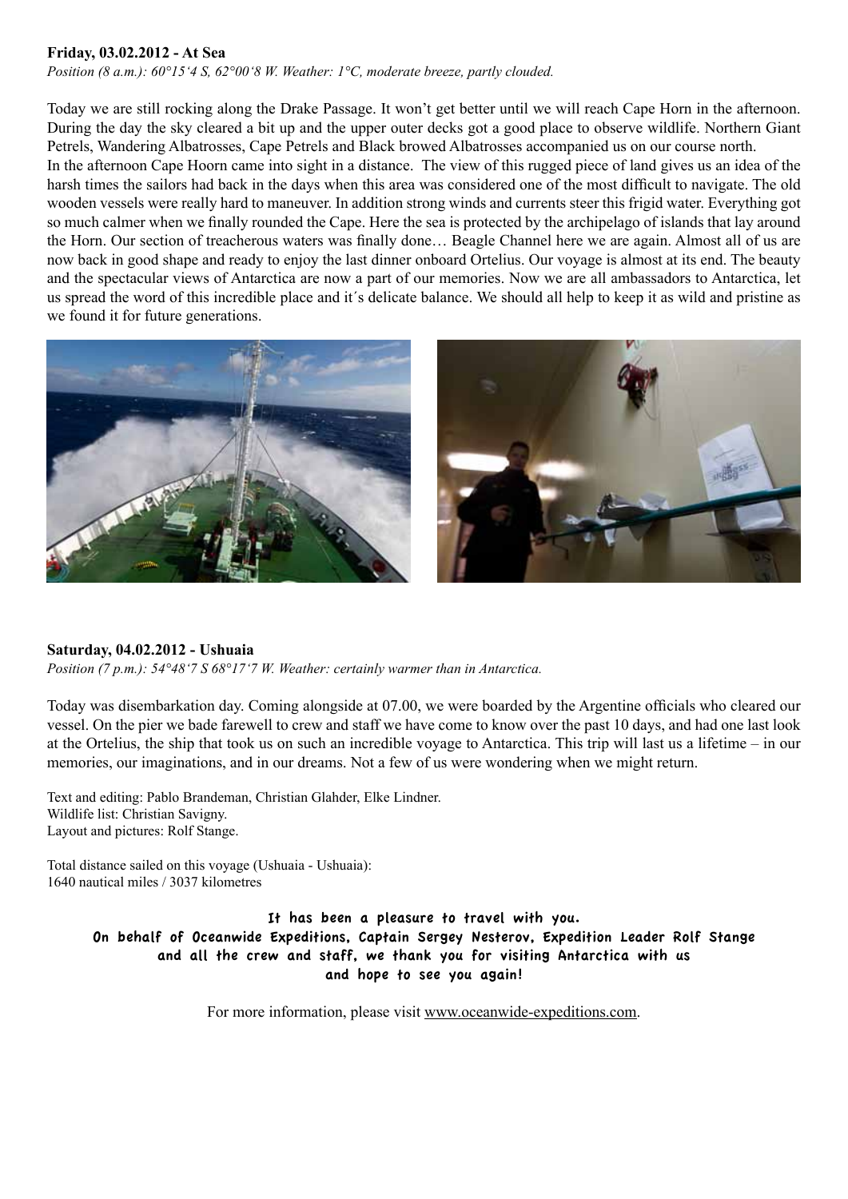**Friday, 03.02.2012 - At Sea**

*Position (8 a.m.): 60°15'4 S, 62°00'8 W. Weather: 1°C, moderate breeze, partly clouded.*

Today we are still rocking along the Drake Passage. It won't get better until we will reach Cape Horn in the afternoon. During the day the sky cleared a bit up and the upper outer decks got a good place to observe wildlife. Northern Giant Petrels, Wandering Albatrosses, Cape Petrels and Black browed Albatrosses accompanied us on our course north.

In the afternoon Cape Hoorn came into sight in a distance. The view of this rugged piece of land gives us an idea of the harsh times the sailors had back in the days when this area was considered one of the most difficult to navigate. The old wooden vessels were really hard to maneuver. In addition strong winds and currents steer this frigid water. Everything got so much calmer when we finally rounded the Cape. Here the sea is protected by the archipelago of islands that lay around the Horn. Our section of treacherous waters was finally done… Beagle Channel here we are again. Almost all of us are now back in good shape and ready to enjoy the last dinner onboard Ortelius. Our voyage is almost at its end. The beauty and the spectacular views of Antarctica are now a part of our memories. Now we are all ambassadors to Antarctica, let us spread the word of this incredible place and it´s delicate balance. We should all help to keep it as wild and pristine as we found it for future generations.

**Saturday, 04.02.2012 - Ushuaia**

*Position (7 p.m.): 54°48'7 S 68°17'7 W. Weather: certainly warmer than in Antarctica.*

Today was disembarkation day. Coming alongside at 07.00, we were boarded by the Argentine officials who cleared our vessel. On the pier we bade farewell to crew and staff we have come to know over the past 10 days, and had one last look at the Ortelius, the ship that took us on such an incredible voyage to Antarctica. This trip will last us a lifetime – in our memories, our imaginations, and in our dreams. Not a few of us were wondering when we might return.

Text and editing: Pablo Brandeman, Christian Glahder, Elke Lindner.
Wildlife list: Christian Savigny.
Layout and pictures: Rolf Stange.

Total distance sailed on this voyage (Ushuaia - Ushuaia):
1640 nautical miles / 3037 kilometres

**It has been a pleasure to travel with you.**
**On behalf of Oceanwide Expeditions, Captain Sergey Nesterov, Expedition Leader Rolf Stange and all the crew and staff, we thank you for visiting Antarctica with us and hope to see you again!**

For more information, please visit www.oceanwide-expeditions.com.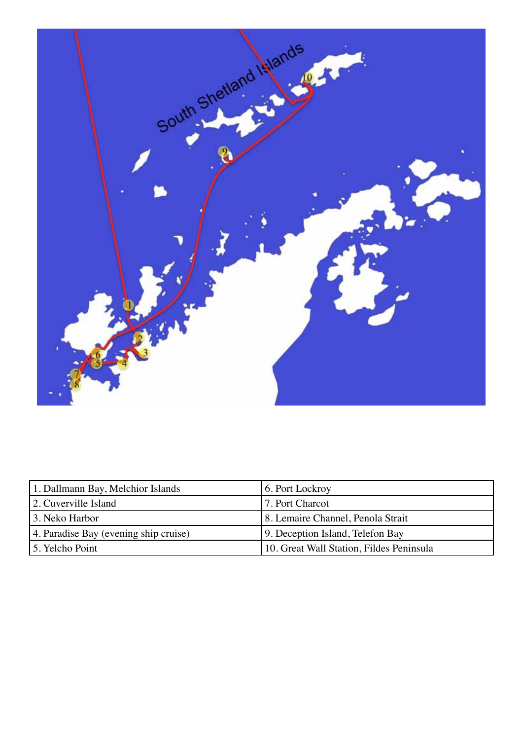South Shetland Islands

1
2
3
4
5
6
7
8
9
10

| | |
|---|---|
| 1. Dallmann Bay, Melchior Islands | 6. Port Lockroy |
| 2. Cuverville Island | 7. Port Charcot |
| 3. Neko Harbor | 8. Lemaire Channel, Penola Strait |
| 4. Paradise Bay (evening ship cruise) | 9. Deception Island, Telefon Bay |
| 5. Yelcho Point | 10. Great Wall Station, Fildes Peninsula |